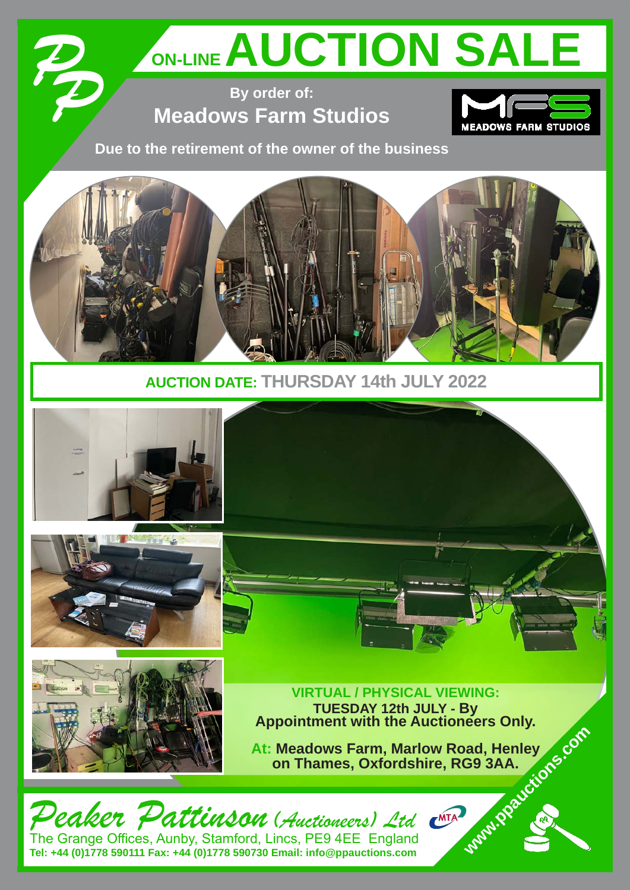# ON-LINE AUCTION SALE

By order of:

## Meadows Farm Studios

MEADOWS FARM STUDIOS

**Due to the retirement of the owner of the business**

**AUCTION DATE: THURSDAY 14th JULY 2022**

**VIRTUAL / PHYSICAL VIEWING:**
**TUESDAY 12th JULY - By Appointment with the Auctioneers Only.**

**At: Meadows Farm, Marlow Road, Henley on Thames, Oxfordshire, RG9 3AA.**

www.ppauctions.com

*Peaker Pattinson (Auctioneers) Ltd*

The Grange Offices, Aunby, Stamford, Lincs, PE9 4EE England

**Tel: +44 (0)1778 590111 Fax: +44 (0)1778 590730 Email: info@ppauctions.com**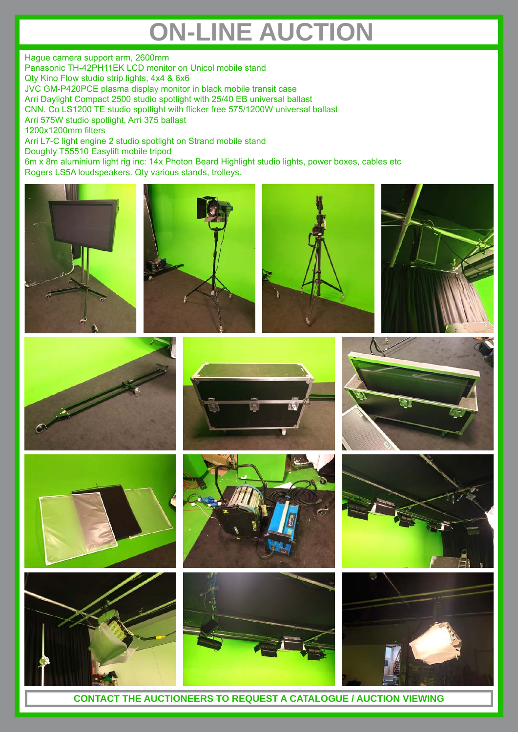# ON-LINE AUCTION

Hague camera support arm, 2600mm
Panasonic TH-42PH11EK LCD monitor on Unicol mobile stand
Qty Kino Flow studio strip lights, 4x4 & 6x6
JVC GM-P420PCE plasma display monitor in black mobile transit case
Arri Daylight Compact 2500 studio spotlight with 25/40 EB universal ballast
CNN. Co LS1200 TE studio spotlight with flicker free 575/1200W universal ballast
Arri 575W studio spotlight, Arri 375 ballast
1200x1200mm filters
Arri L7-C light engine 2 studio spotlight on Strand mobile stand
Doughty T55510 Easylift mobile tripod
6m x 8m aluminium light rig inc: 14x Photon Beard Highlight studio lights, power boxes, cables etc
Rogers LS5A loudspeakers. Qty various stands, trolleys.

**CONTACT THE AUCTIONEERS TO REQUEST A CATALOGUE / AUCTION VIEWING**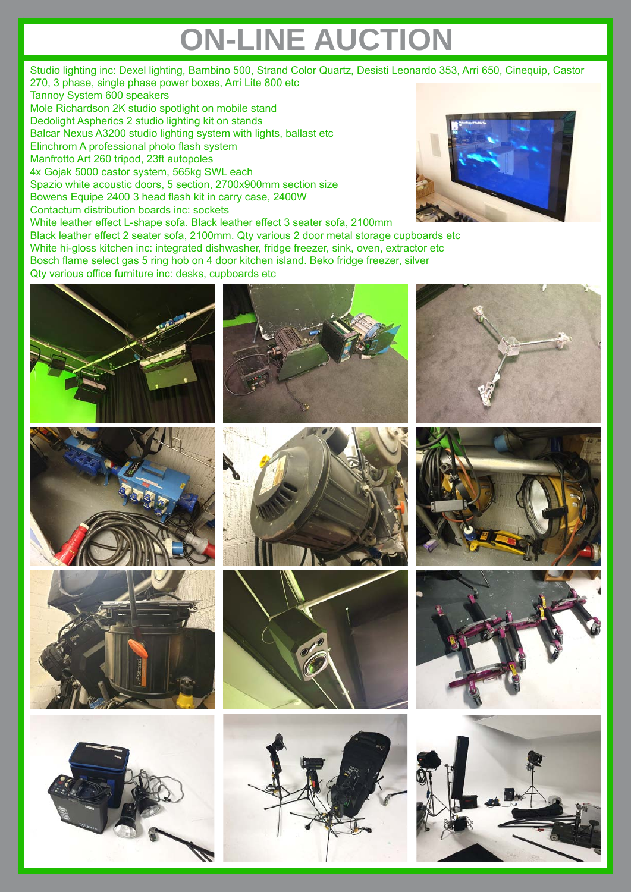# ON-LINE AUCTION

Studio lighting inc: Dexel lighting, Bambino 500, Strand Color Quartz, Desisti Leonardo 353, Arri 650, Cinequip, Castor 270, 3 phase, single phase power boxes, Arri Lite 800 etc
Tannoy System 600 speakers
Mole Richardson 2K studio spotlight on mobile stand
Dedolight Aspherics 2 studio lighting kit on stands
Balcar Nexus A3200 studio lighting system with lights, ballast etc
Elinchrom A professional photo flash system
Manfrotto Art 260 tripod, 23ft autopoles
4x Gojak 5000 castor system, 565kg SWL each
Spazio white acoustic doors, 5 section, 2700x900mm section size
Bowens Equipe 2400 3 head flash kit in carry case, 2400W
Contactum distribution boards inc: sockets
White leather effect L-shape sofa. Black leather effect 3 seater sofa, 2100mm
Black leather effect 2 seater sofa, 2100mm. Qty various 2 door metal storage cupboards etc
White hi-gloss kitchen inc: integrated dishwasher, fridge freezer, sink, oven, extractor etc
Bosch flame select gas 5 ring hob on 4 door kitchen island. Beko fridge freezer, silver
Qty various office furniture inc: desks, cupboards etc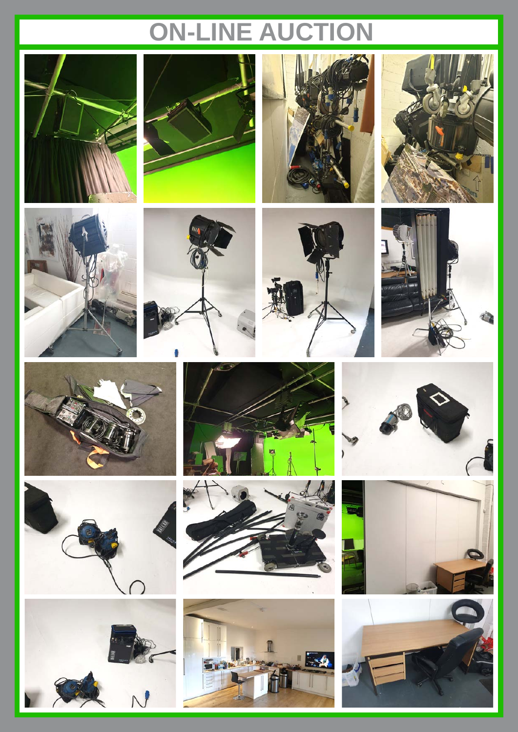# ON-LINE AUCTION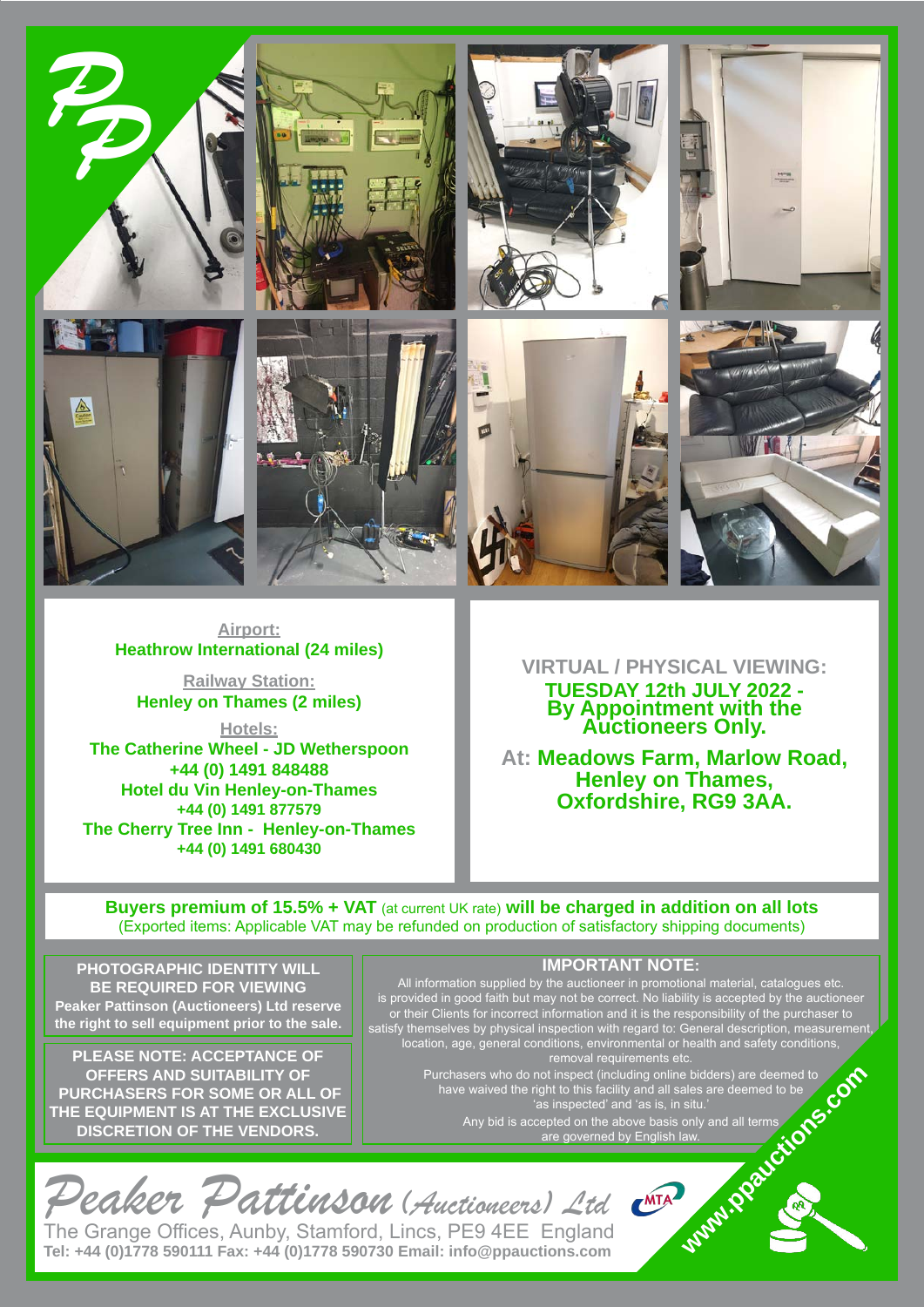**Airport:**
**Heathrow International (24 miles)**

**Railway Station:**
**Henley on Thames (2 miles)**

**Hotels:**
**The Catherine Wheel - JD Wetherspoon**
**+44 (0) 1491 848488**
**Hotel du Vin Henley-on-Thames**
**+44 (0) 1491 877579**
**The Cherry Tree Inn - Henley-on-Thames**
**+44 (0) 1491 680430**

**VIRTUAL / PHYSICAL VIEWING:**
**TUESDAY 12th JULY 2022 - By Appointment with the Auctioneers Only.**

**At: Meadows Farm, Marlow Road, Henley on Thames, Oxfordshire, RG9 3AA.**

**Buyers premium of 15.5% + VAT** (at current UK rate) **will be charged in addition on all lots**
(Exported items: Applicable VAT may be refunded on production of satisfactory shipping documents)

**PHOTOGRAPHIC IDENTITY WILL BE REQUIRED FOR VIEWING**
**Peaker Pattinson (Auctioneers) Ltd reserve the right to sell equipment prior to the sale.**

**PLEASE NOTE: ACCEPTANCE OF OFFERS AND SUITABILITY OF PURCHASERS FOR SOME OR ALL OF THE EQUIPMENT IS AT THE EXCLUSIVE DISCRETION OF THE VENDORS.**

**IMPORTANT NOTE:**

All information supplied by the auctioneer in promotional material, catalogues etc. is provided in good faith but may not be correct. No liability is accepted by the auctioneer or their Clients for incorrect information and it is the responsibility of the purchaser to satisfy themselves by physical inspection with regard to: General description, measurement, location, age, general conditions, environmental or health and safety conditions, removal requirements etc.

Purchasers who do not inspect (including online bidders) are deemed to have waived the right to this facility and all sales are deemed to be 'as inspected' and 'as is, in situ.'

Any bid is accepted on the above basis only and all terms are governed by English law.

www.ppauctions.com

*Peaker Pattinson (Auctioneers) Ltd*
The Grange Offices, Aunby, Stamford, Lincs, PE9 4EE England
**Tel: +44 (0)1778 590111 Fax: +44 (0)1778 590730 Email: info@ppauctions.com**